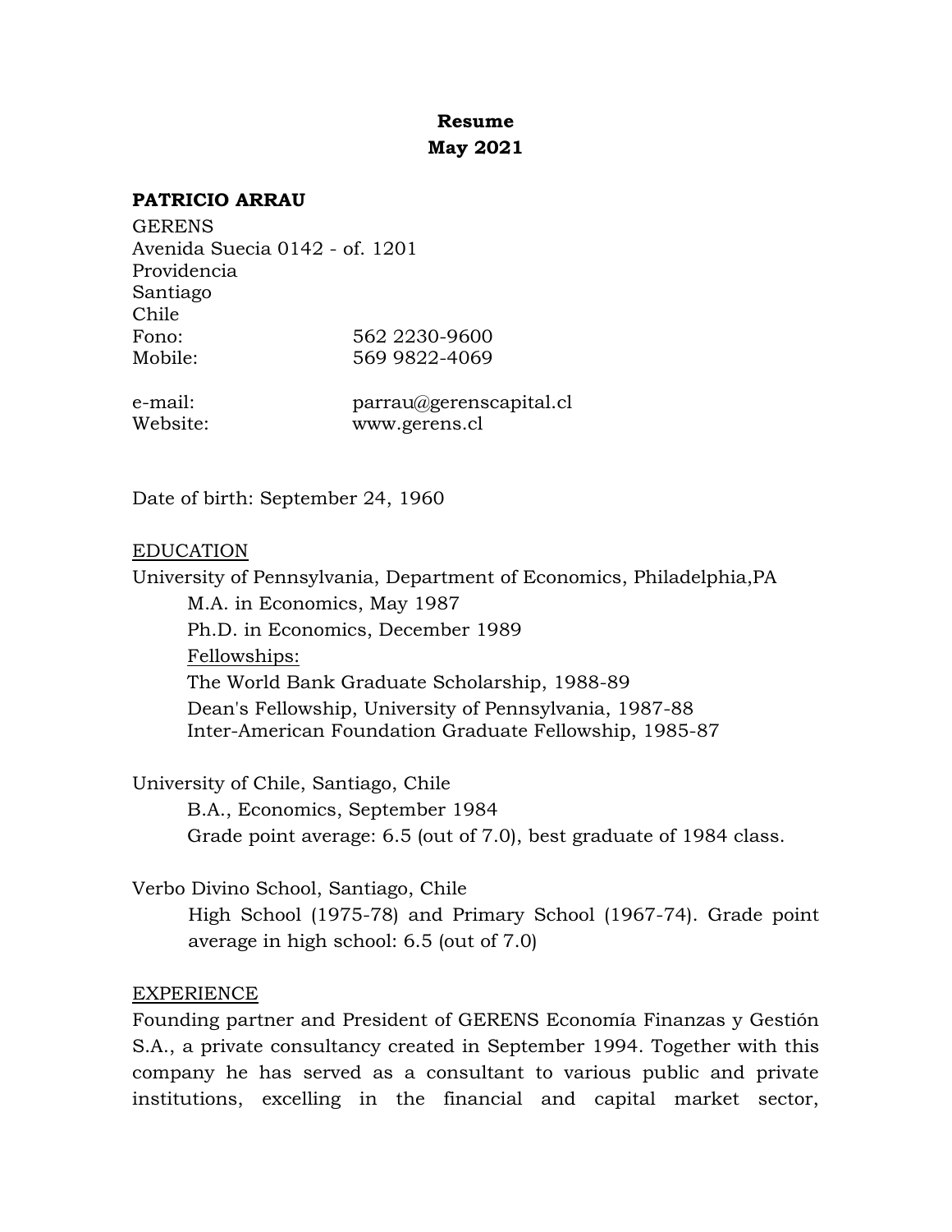**Resume**
**May 2021**

**PATRICIO ARRAU**

GERENS
Avenida Suecia 0142 - of. 1201
Providencia
Santiago
Chile

| | |
|---|---|
| Fono: | 562 2230-9600 |
| Mobile: | 569 9822-4069 |
| e-mail: | parrau@gerenscapital.cl |
| Website: | www.gerens.cl |

Date of birth: September 24, 1960

## EDUCATION

University of Pennsylvania, Department of Economics, Philadelphia,PA

- M.A. in Economics, May 1987
- Ph.D. in Economics, December 1989
- Fellowships:
  - The World Bank Graduate Scholarship, 1988-89
  - Dean's Fellowship, University of Pennsylvania, 1987-88
  - Inter-American Foundation Graduate Fellowship, 1985-87

University of Chile, Santiago, Chile

- B.A., Economics, September 1984
- Grade point average: 6.5 (out of 7.0), best graduate of 1984 class.

Verbo Divino School, Santiago, Chile

- High School (1975-78) and Primary School (1967-74). Grade point average in high school: 6.5 (out of 7.0)

## EXPERIENCE

Founding partner and President of GERENS Economía Finanzas y Gestión S.A., a private consultancy created in September 1994. Together with this company he has served as a consultant to various public and private institutions, excelling in the financial and capital market sector,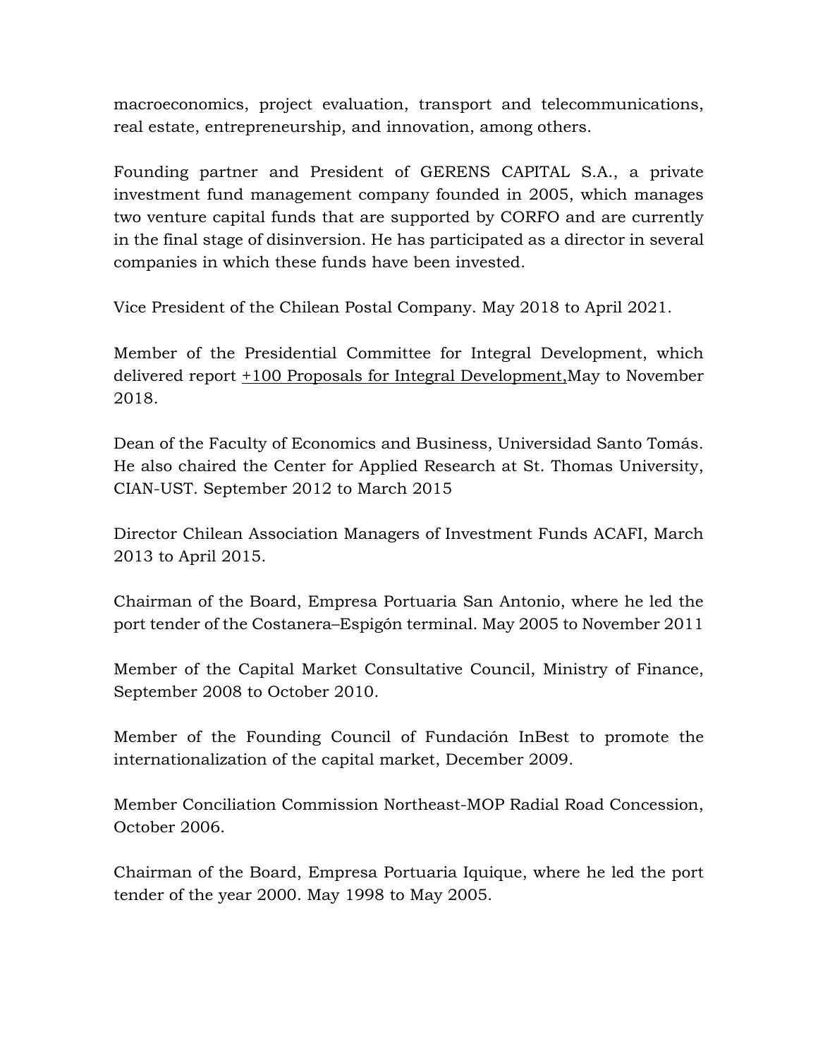macroeconomics, project evaluation, transport and telecommunications, real estate, entrepreneurship, and innovation, among others.

Founding partner and President of GERENS CAPITAL S.A., a private investment fund management company founded in 2005, which manages two venture capital funds that are supported by CORFO and are currently in the final stage of disinversion. He has participated as a director in several companies in which these funds have been invested.

Vice President of the Chilean Postal Company. May 2018 to April 2021.

Member of the Presidential Committee for Integral Development, which delivered report +100 Proposals for Integral Development,May to November 2018.

Dean of the Faculty of Economics and Business, Universidad Santo Tomás. He also chaired the Center for Applied Research at St. Thomas University, CIAN-UST. September 2012 to March 2015

Director Chilean Association Managers of Investment Funds ACAFI, March 2013 to April 2015.

Chairman of the Board, Empresa Portuaria San Antonio, where he led the port tender of the Costanera–Espigón terminal. May 2005 to November 2011

Member of the Capital Market Consultative Council, Ministry of Finance, September 2008 to October 2010.

Member of the Founding Council of Fundación InBest to promote the internationalization of the capital market, December 2009.

Member Conciliation Commission Northeast-MOP Radial Road Concession, October 2006.

Chairman of the Board, Empresa Portuaria Iquique, where he led the port tender of the year 2000. May 1998 to May 2005.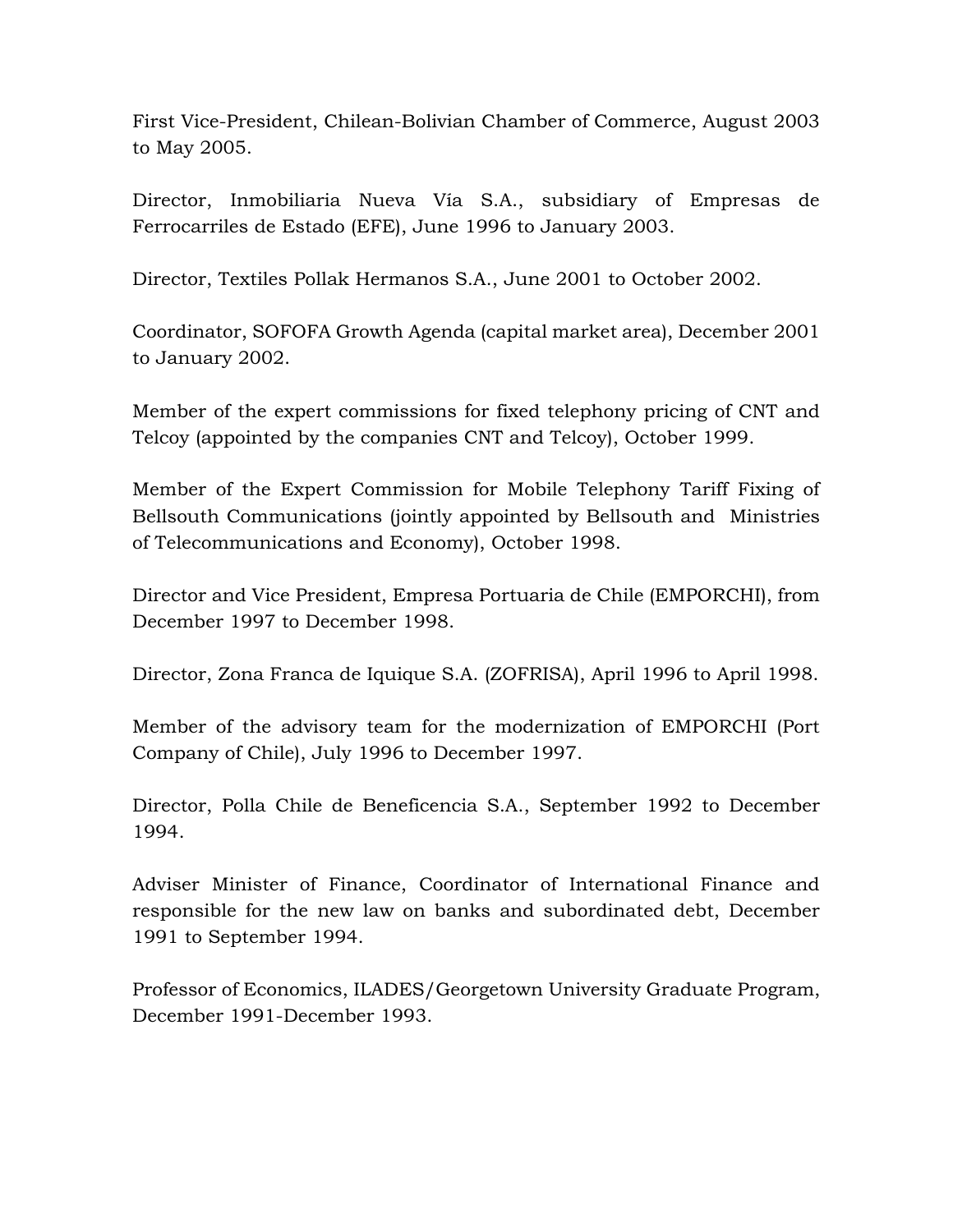First Vice-President, Chilean-Bolivian Chamber of Commerce, August 2003 to May 2005.

Director, Inmobiliaria Nueva Vía S.A., subsidiary of Empresas de Ferrocarriles de Estado (EFE), June 1996 to January 2003.

Director, Textiles Pollak Hermanos S.A., June 2001 to October 2002.

Coordinator, SOFOFA Growth Agenda (capital market area), December 2001 to January 2002.

Member of the expert commissions for fixed telephony pricing of CNT and Telcoy (appointed by the companies CNT and Telcoy), October 1999.

Member of the Expert Commission for Mobile Telephony Tariff Fixing of Bellsouth Communications (jointly appointed by Bellsouth and Ministries of Telecommunications and Economy), October 1998.

Director and Vice President, Empresa Portuaria de Chile (EMPORCHI), from December 1997 to December 1998.

Director, Zona Franca de Iquique S.A. (ZOFRISA), April 1996 to April 1998.

Member of the advisory team for the modernization of EMPORCHI (Port Company of Chile), July 1996 to December 1997.

Director, Polla Chile de Beneficencia S.A., September 1992 to December 1994.

Adviser Minister of Finance, Coordinator of International Finance and responsible for the new law on banks and subordinated debt, December 1991 to September 1994.

Professor of Economics, ILADES/Georgetown University Graduate Program, December 1991-December 1993.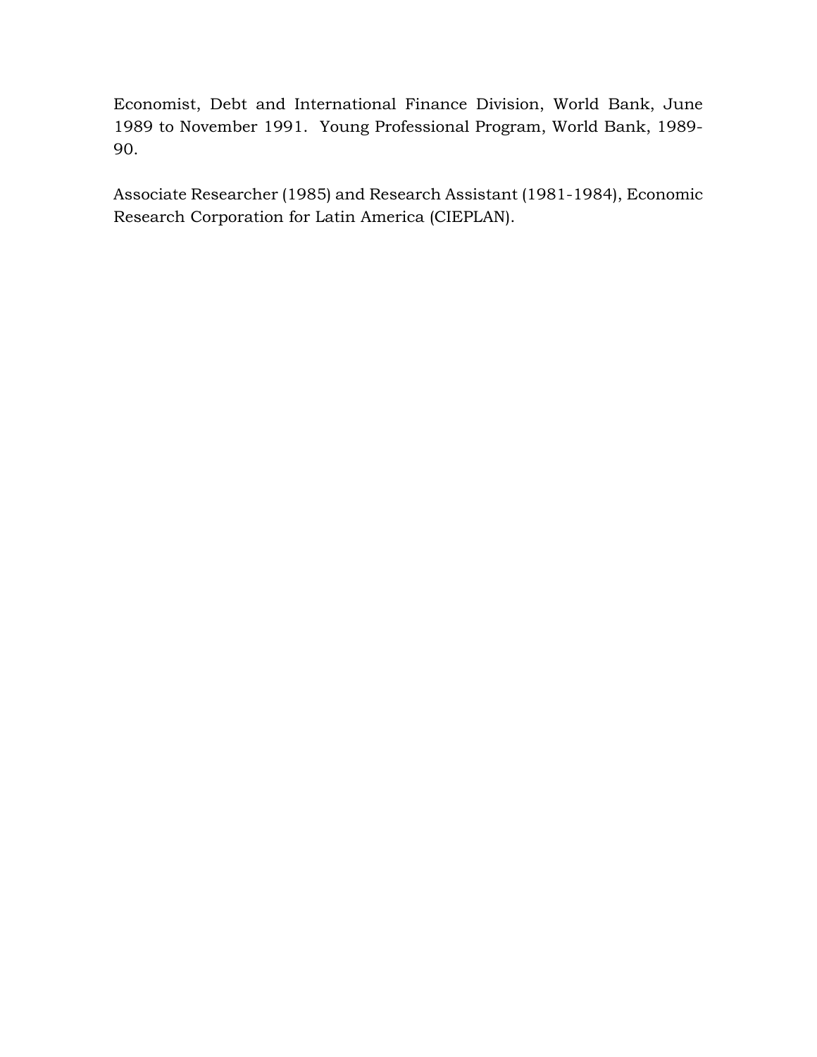Economist, Debt and International Finance Division, World Bank, June 1989 to November 1991. Young Professional Program, World Bank, 1989-90.

Associate Researcher (1985) and Research Assistant (1981-1984), Economic Research Corporation for Latin America (CIEPLAN).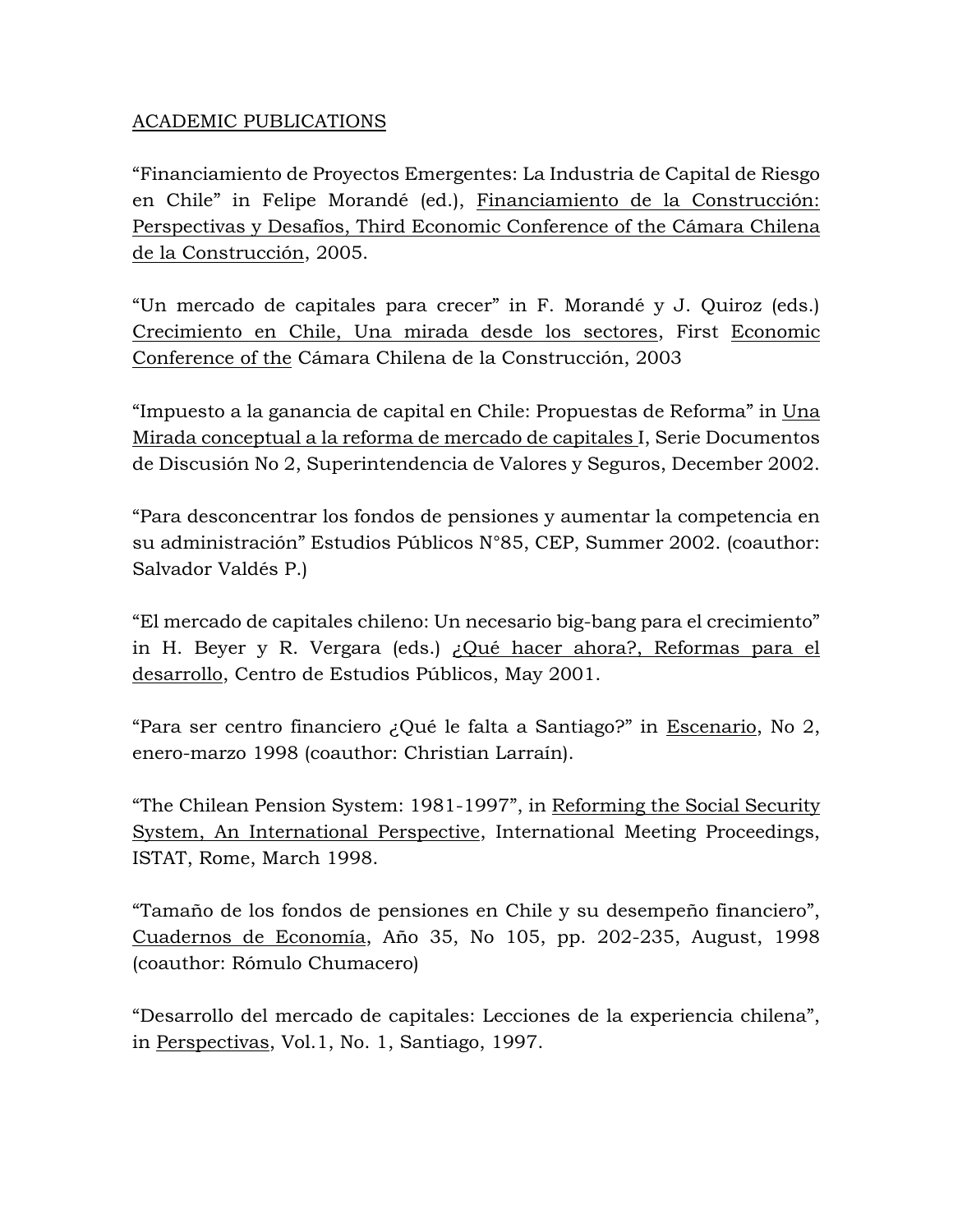ACADEMIC PUBLICATIONS

"Financiamiento de Proyectos Emergentes: La Industria de Capital de Riesgo en Chile" in Felipe Morandé (ed.), Financiamiento de la Construcción: Perspectivas y Desafíos, Third Economic Conference of the Cámara Chilena de la Construcción, 2005.

"Un mercado de capitales para crecer" in F. Morandé y J. Quiroz (eds.) Crecimiento en Chile, Una mirada desde los sectores, First Economic Conference of the Cámara Chilena de la Construcción, 2003

"Impuesto a la ganancia de capital en Chile: Propuestas de Reforma" in Una Mirada conceptual a la reforma de mercado de capitales I, Serie Documentos de Discusión No 2, Superintendencia de Valores y Seguros, December 2002.

"Para desconcentrar los fondos de pensiones y aumentar la competencia en su administración" Estudios Públicos N°85, CEP, Summer 2002. (coauthor: Salvador Valdés P.)

"El mercado de capitales chileno: Un necesario big-bang para el crecimiento" in H. Beyer y R. Vergara (eds.) ¿Qué hacer ahora?, Reformas para el desarrollo, Centro de Estudios Públicos, May 2001.

"Para ser centro financiero ¿Qué le falta a Santiago?" in Escenario, No 2, enero-marzo 1998 (coauthor: Christian Larraín).

"The Chilean Pension System: 1981-1997", in Reforming the Social Security System, An International Perspective, International Meeting Proceedings, ISTAT, Rome, March 1998.

"Tamaño de los fondos de pensiones en Chile y su desempeño financiero", Cuadernos de Economía, Año 35, No 105, pp. 202-235, August, 1998 (coauthor: Rómulo Chumacero)

"Desarrollo del mercado de capitales: Lecciones de la experiencia chilena", in Perspectivas, Vol.1, No. 1, Santiago, 1997.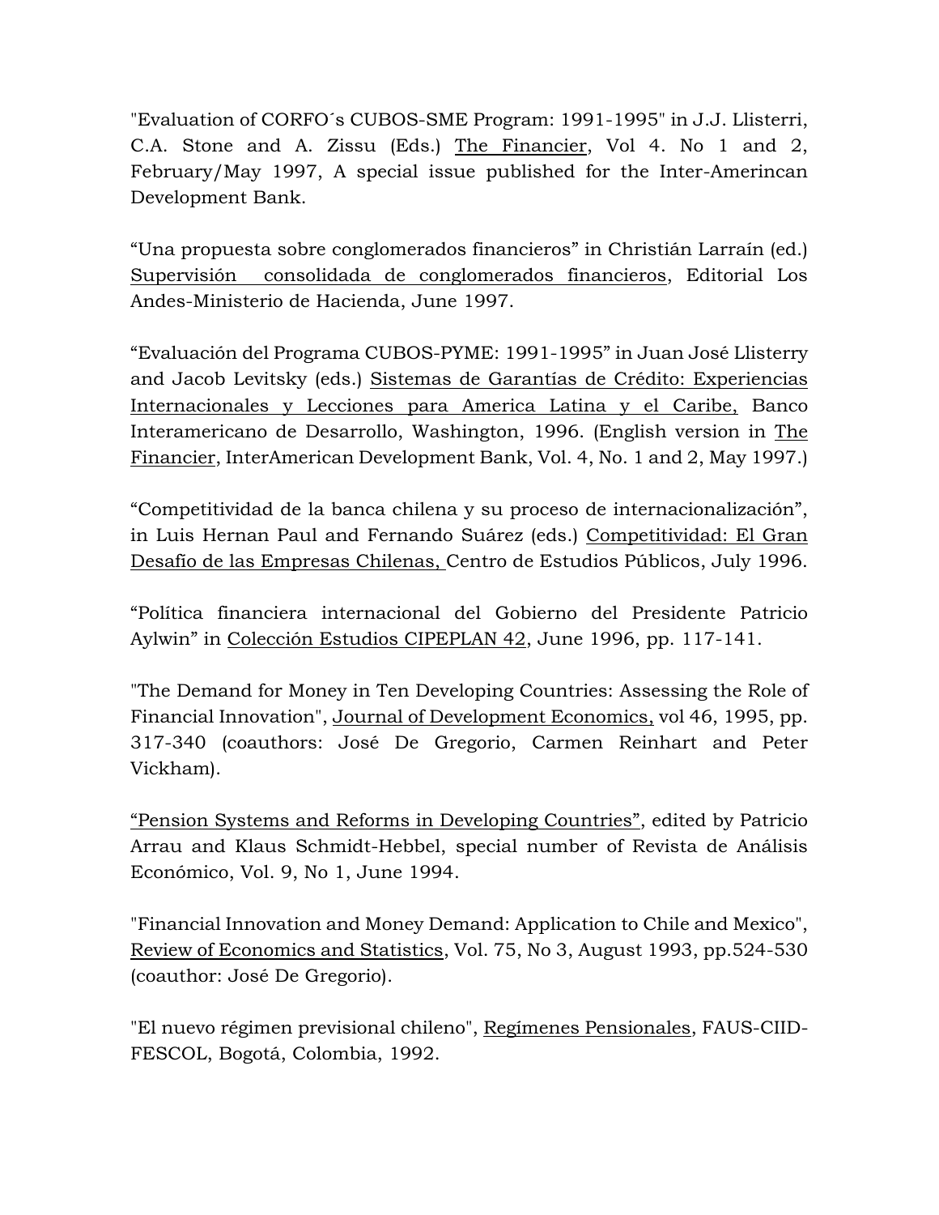"Evaluation of CORFO´s CUBOS-SME Program: 1991-1995" in J.J. Llisterri, C.A. Stone and A. Zissu (Eds.) The Financier, Vol 4. No 1 and 2, February/May 1997, A special issue published for the Inter-Amerincan Development Bank.

"Una propuesta sobre conglomerados financieros" in Christián Larraín (ed.) Supervisión consolidada de conglomerados financieros, Editorial Los Andes-Ministerio de Hacienda, June 1997.

"Evaluación del Programa CUBOS-PYME: 1991-1995" in Juan José Llisterry and Jacob Levitsky (eds.) Sistemas de Garantías de Crédito: Experiencias Internacionales y Lecciones para America Latina y el Caribe, Banco Interamericano de Desarrollo, Washington, 1996. (English version in The Financier, InterAmerican Development Bank, Vol. 4, No. 1 and 2, May 1997.)

"Competitividad de la banca chilena y su proceso de internacionalización", in Luis Hernan Paul and Fernando Suárez (eds.) Competitividad: El Gran Desafío de las Empresas Chilenas, Centro de Estudios Públicos, July 1996.

"Política financiera internacional del Gobierno del Presidente Patricio Aylwin" in Colección Estudios CIPEPLAN 42, June 1996, pp. 117-141.

"The Demand for Money in Ten Developing Countries: Assessing the Role of Financial Innovation", Journal of Development Economics, vol 46, 1995, pp. 317-340 (coauthors: José De Gregorio, Carmen Reinhart and Peter Vickham).

"Pension Systems and Reforms in Developing Countries", edited by Patricio Arrau and Klaus Schmidt-Hebbel, special number of Revista de Análisis Económico, Vol. 9, No 1, June 1994.

"Financial Innovation and Money Demand: Application to Chile and Mexico", Review of Economics and Statistics, Vol. 75, No 3, August 1993, pp.524-530 (coauthor: José De Gregorio).

"El nuevo régimen previsional chileno", Regímenes Pensionales, FAUS-CIID-FESCOL, Bogotá, Colombia, 1992.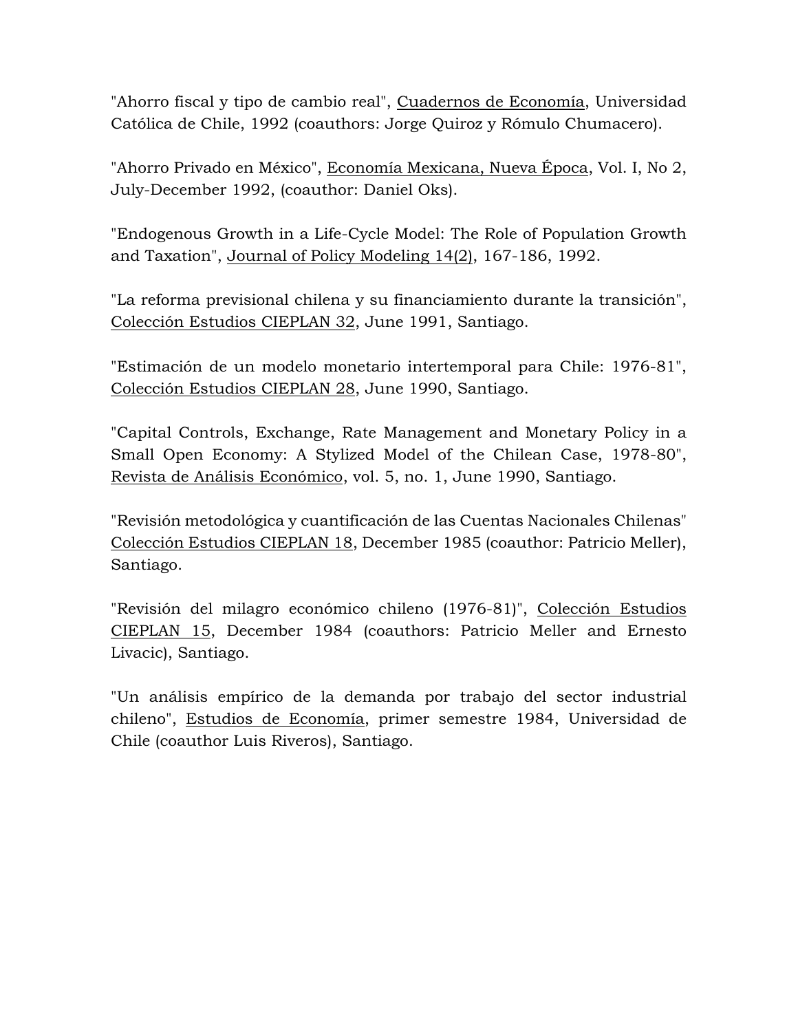"Ahorro fiscal y tipo de cambio real", Cuadernos de Economía, Universidad Católica de Chile, 1992 (coauthors: Jorge Quiroz y Rómulo Chumacero).

"Ahorro Privado en México", Economía Mexicana, Nueva Época, Vol. I, No 2, July-December 1992, (coauthor: Daniel Oks).

"Endogenous Growth in a Life-Cycle Model: The Role of Population Growth and Taxation", Journal of Policy Modeling 14(2), 167-186, 1992.

"La reforma previsional chilena y su financiamiento durante la transición", Colección Estudios CIEPLAN 32, June 1991, Santiago.

"Estimación de un modelo monetario intertemporal para Chile: 1976-81", Colección Estudios CIEPLAN 28, June 1990, Santiago.

"Capital Controls, Exchange, Rate Management and Monetary Policy in a Small Open Economy: A Stylized Model of the Chilean Case, 1978-80", Revista de Análisis Económico, vol. 5, no. 1, June 1990, Santiago.

"Revisión metodológica y cuantificación de las Cuentas Nacionales Chilenas" Colección Estudios CIEPLAN 18, December 1985 (coauthor: Patricio Meller), Santiago.

"Revisión del milagro económico chileno (1976-81)", Colección Estudios CIEPLAN 15, December 1984 (coauthors: Patricio Meller and Ernesto Livacic), Santiago.

"Un análisis empírico de la demanda por trabajo del sector industrial chileno", Estudios de Economía, primer semestre 1984, Universidad de Chile (coauthor Luis Riveros), Santiago.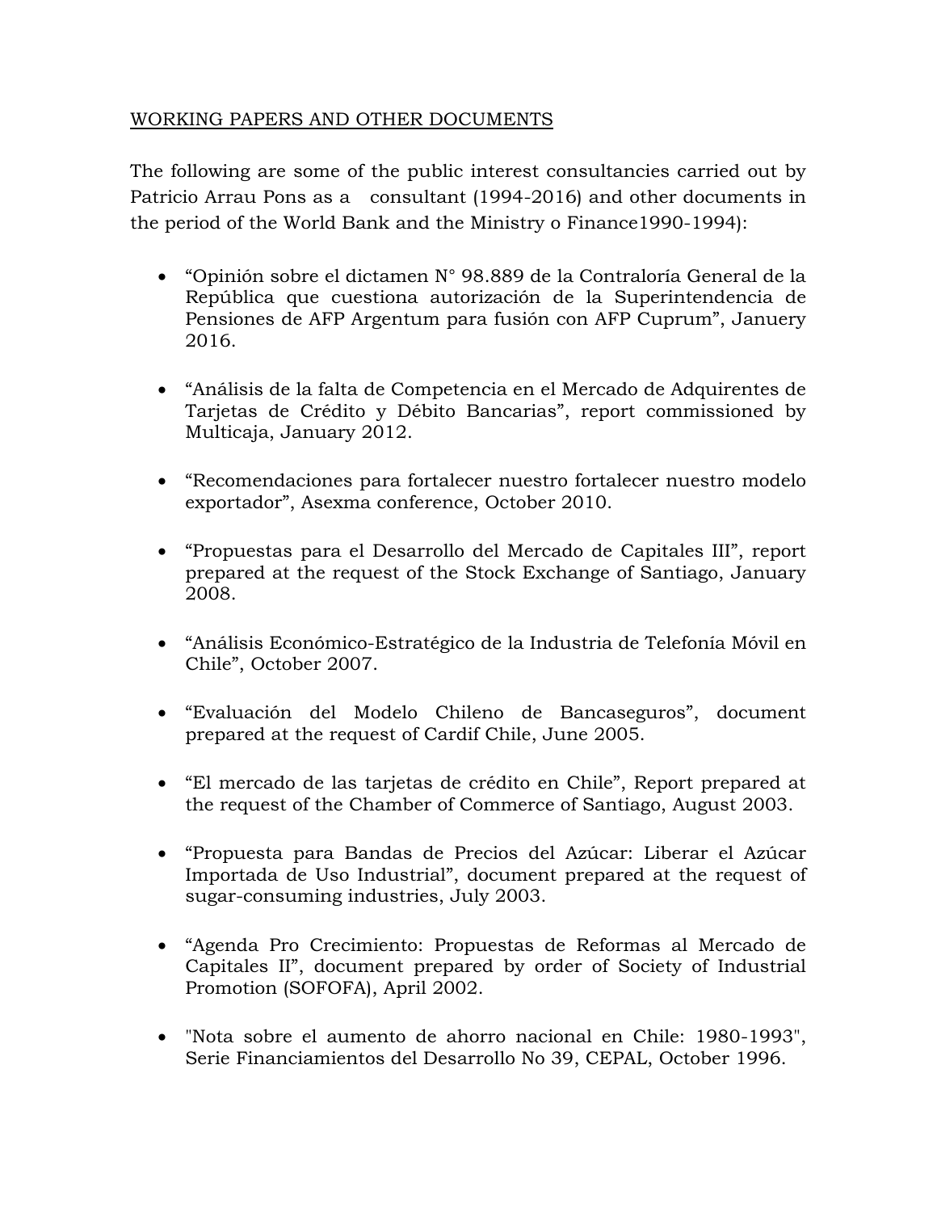WORKING PAPERS AND OTHER DOCUMENTS

The following are some of the public interest consultancies carried out by Patricio Arrau Pons as a consultant (1994-2016) and other documents in the period of the World Bank and the Ministry o Finance1990-1994):

- "Opinión sobre el dictamen N° 98.889 de la Contraloría General de la República que cuestiona autorización de la Superintendencia de Pensiones de AFP Argentum para fusión con AFP Cuprum", Januery 2016.

- "Análisis de la falta de Competencia en el Mercado de Adquirentes de Tarjetas de Crédito y Débito Bancarias", report commissioned by Multicaja, January 2012.

- "Recomendaciones para fortalecer nuestro fortalecer nuestro modelo exportador", Asexma conference, October 2010.

- "Propuestas para el Desarrollo del Mercado de Capitales III", report prepared at the request of the Stock Exchange of Santiago, January 2008.

- "Análisis Económico-Estratégico de la Industria de Telefonía Móvil en Chile", October 2007.

- "Evaluación del Modelo Chileno de Bancaseguros", document prepared at the request of Cardif Chile, June 2005.

- "El mercado de las tarjetas de crédito en Chile", Report prepared at the request of the Chamber of Commerce of Santiago, August 2003.

- "Propuesta para Bandas de Precios del Azúcar: Liberar el Azúcar Importada de Uso Industrial", document prepared at the request of sugar-consuming industries, July 2003.

- "Agenda Pro Crecimiento: Propuestas de Reformas al Mercado de Capitales II", document prepared by order of Society of Industrial Promotion (SOFOFA), April 2002.

- "Nota sobre el aumento de ahorro nacional en Chile: 1980-1993", Serie Financiamientos del Desarrollo No 39, CEPAL, October 1996.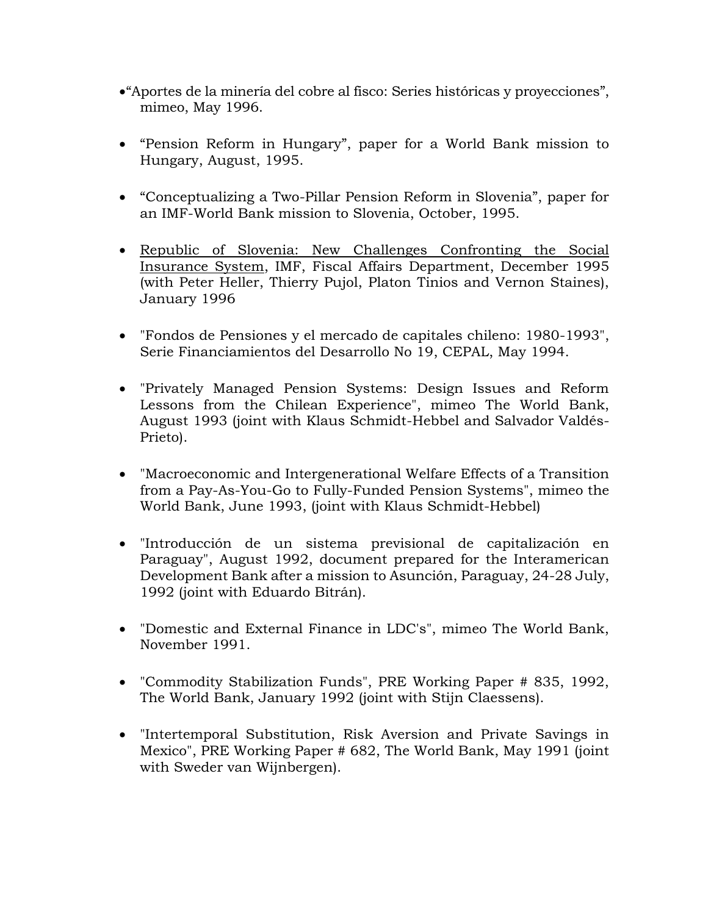- “Aportes de la minería del cobre al fisco: Series históricas y proyecciones”, mimeo, May 1996.

- “Pension Reform in Hungary”, paper for a World Bank mission to Hungary, August, 1995.

- “Conceptualizing a Two-Pillar Pension Reform in Slovenia”, paper for an IMF-World Bank mission to Slovenia, October, 1995.

- <u>Republic of Slovenia: New Challenges Confronting the Social Insurance System</u>, IMF, Fiscal Affairs Department, December 1995 (with Peter Heller, Thierry Pujol, Platon Tinios and Vernon Staines), January 1996

- "Fondos de Pensiones y el mercado de capitales chileno: 1980-1993", Serie Financiamientos del Desarrollo No 19, CEPAL, May 1994.

- "Privately Managed Pension Systems: Design Issues and Reform Lessons from the Chilean Experience", mimeo The World Bank, August 1993 (joint with Klaus Schmidt-Hebbel and Salvador Valdés-Prieto).

- "Macroeconomic and Intergenerational Welfare Effects of a Transition from a Pay-As-You-Go to Fully-Funded Pension Systems", mimeo the World Bank, June 1993, (joint with Klaus Schmidt-Hebbel)

- "Introducción de un sistema previsional de capitalización en Paraguay", August 1992, document prepared for the Interamerican Development Bank after a mission to Asunción, Paraguay, 24-28 July, 1992 (joint with Eduardo Bitrán).

- "Domestic and External Finance in LDC's", mimeo The World Bank, November 1991.

- "Commodity Stabilization Funds", PRE Working Paper # 835, 1992, The World Bank, January 1992 (joint with Stijn Claessens).

- "Intertemporal Substitution, Risk Aversion and Private Savings in Mexico", PRE Working Paper # 682, The World Bank, May 1991 (joint with Sweder van Wijnbergen).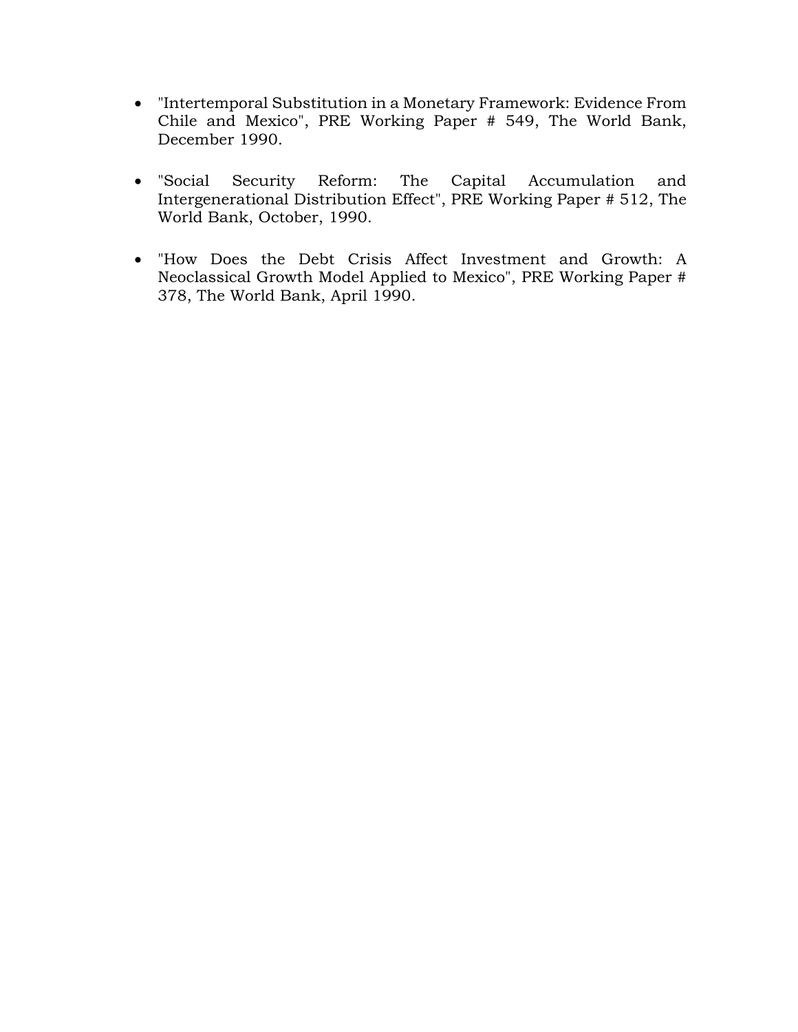- "Intertemporal Substitution in a Monetary Framework: Evidence From Chile and Mexico", PRE Working Paper # 549, The World Bank, December 1990.

- "Social Security Reform: The Capital Accumulation and Intergenerational Distribution Effect", PRE Working Paper # 512, The World Bank, October, 1990.

- "How Does the Debt Crisis Affect Investment and Growth: A Neoclassical Growth Model Applied to Mexico", PRE Working Paper # 378, The World Bank, April 1990.